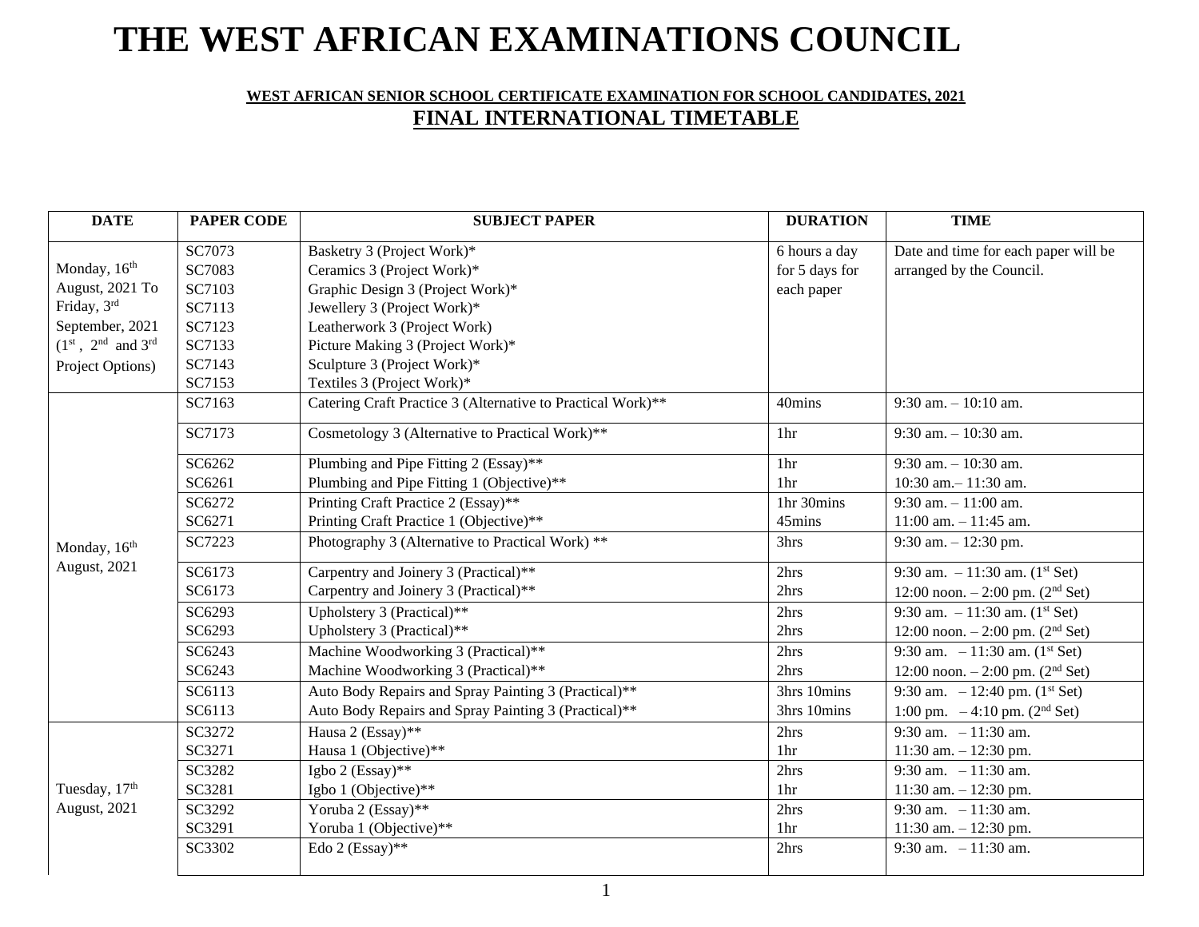# THE WEST AFRICAN EXAMINATIONS COUNCIL

**WEST AFRICAN SENIOR SCHOOL CERTIFICATE EXAMINATION FOR SCHOOL CANDIDATES, 2021**

**FINAL INTERNATIONAL TIMETABLE**

| DATE | PAPER CODE | SUBJECT PAPER | DURATION | TIME |
|---|---|---|---|---|
| Monday, 16th August, 2021 To Friday, 3rd September, 2021 (1st, 2nd and 3rd Project Options) | SC7073<br>SC7083<br>SC7103<br>SC7113<br>SC7123<br>SC7133<br>SC7143<br>SC7153 | Basketry 3 (Project Work)*<br>Ceramics 3 (Project Work)*<br>Graphic Design 3 (Project Work)*<br>Jewellery 3 (Project Work)*<br>Leatherwork 3 (Project Work)<br>Picture Making 3 (Project Work)*<br>Sculpture 3 (Project Work)*<br>Textiles 3 (Project Work)* | 6 hours a day for 5 days for each paper | Date and time for each paper will be arranged by the Council. |
| Monday, 16th August, 2021 | SC7163 | Catering Craft Practice 3 (Alternative to Practical Work)** | 40mins | 9:30 am. – 10:10 am. |
| | SC7173 | Cosmetology 3 (Alternative to Practical Work)** | 1hr | 9:30 am. – 10:30 am. |
| | SC6262<br>SC6261 | Plumbing and Pipe Fitting 2 (Essay)**<br>Plumbing and Pipe Fitting 1 (Objective)** | 1hr<br>1hr | 9:30 am. – 10:30 am.<br>10:30 am.– 11:30 am. |
| | SC6272<br>SC6271 | Printing Craft Practice 2 (Essay)**<br>Printing Craft Practice 1 (Objective)** | 1hr 30mins<br>45mins | 9:30 am. – 11:00 am.<br>11:00 am. – 11:45 am. |
| | SC7223 | Photography 3 (Alternative to Practical Work) ** | 3hrs | 9:30 am. – 12:30 pm. |
| | SC6173<br>SC6173 | Carpentry and Joinery 3 (Practical)**<br>Carpentry and Joinery 3 (Practical)** | 2hrs<br>2hrs | 9:30 am. – 11:30 am. (1st Set)<br>12:00 noon. – 2:00 pm. (2nd Set) |
| | SC6293<br>SC6293 | Upholstery 3 (Practical)**<br>Upholstery 3 (Practical)** | 2hrs<br>2hrs | 9:30 am. – 11:30 am. (1st Set)<br>12:00 noon. – 2:00 pm. (2nd Set) |
| | SC6243<br>SC6243 | Machine Woodworking 3 (Practical)**<br>Machine Woodworking 3 (Practical)** | 2hrs<br>2hrs | 9:30 am. – 11:30 am. (1st Set)<br>12:00 noon. – 2:00 pm. (2nd Set) |
| | SC6113<br>SC6113 | Auto Body Repairs and Spray Painting 3 (Practical)**<br>Auto Body Repairs and Spray Painting 3 (Practical)** | 3hrs 10mins<br>3hrs 10mins | 9:30 am. – 12:40 pm. (1st Set)<br>1:00 pm. – 4:10 pm. (2nd Set) |
| Tuesday, 17th August, 2021 | SC3272<br>SC3271 | Hausa 2 (Essay)**<br>Hausa 1 (Objective)** | 2hrs<br>1hr | 9:30 am. – 11:30 am.<br>11:30 am. – 12:30 pm. |
| | SC3282<br>SC3281 | Igbo 2 (Essay)**<br>Igbo 1 (Objective)** | 2hrs<br>1hr | 9:30 am. – 11:30 am.<br>11:30 am. – 12:30 pm. |
| | SC3292<br>SC3291 | Yoruba 2 (Essay)**<br>Yoruba 1 (Objective)** | 2hrs<br>1hr | 9:30 am. – 11:30 am.<br>11:30 am. – 12:30 pm. |
| | SC3302 | Edo 2 (Essay)** | 2hrs | 9:30 am. – 11:30 am. |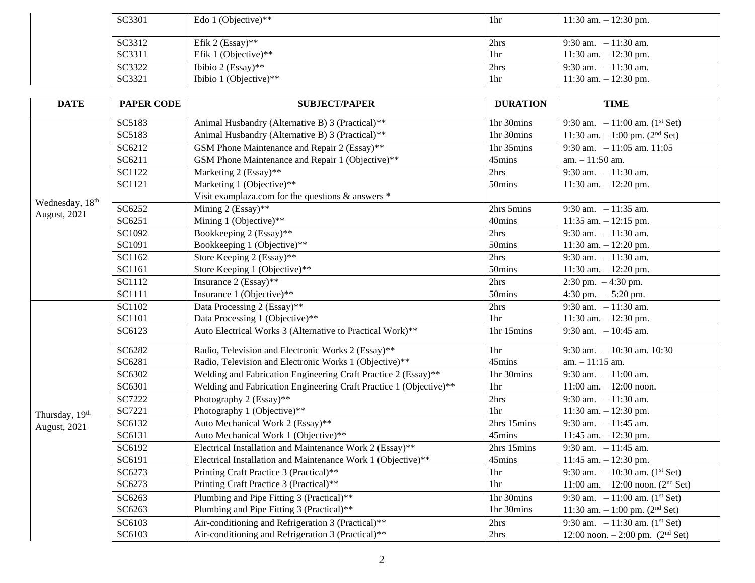| DATE | PAPER CODE | SUBJECT/PAPER | DURATION | TIME |
|---|---|---|---|---|
| | SC3301 | Edo 1 (Objective)** | 1hr | 11:30 am. – 12:30 pm. |
| | SC3312 | Efik 2 (Essay)** | 2hrs | 9:30 am. – 11:30 am. |
| | SC3311 | Efik 1 (Objective)** | 1hr | 11:30 am. – 12:30 pm. |
| | SC3322 | Ibibio 2 (Essay)** | 2hrs | 9:30 am. – 11:30 am. |
| | SC3321 | Ibibio 1 (Objective)** | 1hr | 11:30 am. – 12:30 pm. |
| Wednesday, 18th August, 2021 | SC5183 | Animal Husbandry (Alternative B) 3 (Practical)** | 1hr 30mins | 9:30 am. – 11:00 am. (1st Set) |
| | SC5183 | Animal Husbandry (Alternative B) 3 (Practical)** | 1hr 30mins | 11:30 am. – 1:00 pm. (2nd Set) |
| | SC6212 | GSM Phone Maintenance and Repair 2 (Essay)** | 1hr 35mins | 9:30 am. – 11:05 am. |
| | SC6211 | GSM Phone Maintenance and Repair 1 (Objective)** | 45mins | 11:05 am. – 11:50 am. |
| | SC1122 | Marketing 2 (Essay)** | 2hrs | 9:30 am. – 11:30 am. |
| | SC1121 | Marketing 1 (Objective)** | 50mins | 11:30 am. – 12:20 pm. |
| | | Visit examplaza.com for the questions & answers * | | |
| | SC6252 | Mining 2 (Essay)** | 2hrs 5mins | 9:30 am. – 11:35 am. |
| | SC6251 | Mining 1 (Objective)** | 40mins | 11:35 am. – 12:15 pm. |
| | SC1092 | Bookkeeping 2 (Essay)** | 2hrs | 9:30 am. – 11:30 am. |
| | SC1091 | Bookkeeping 1 (Objective)** | 50mins | 11:30 am. – 12:20 pm. |
| | SC1162 | Store Keeping 2 (Essay)** | 2hrs | 9:30 am. – 11:30 am. |
| | SC1161 | Store Keeping 1 (Objective)** | 50mins | 11:30 am. – 12:20 pm. |
| | SC1112 | Insurance 2 (Essay)** | 2hrs | 2:30 pm. – 4:30 pm. |
| | SC1111 | Insurance 1 (Objective)** | 50mins | 4:30 pm. – 5:20 pm. |
| Thursday, 19th August, 2021 | SC1102 | Data Processing 2 (Essay)** | 2hrs | 9:30 am. – 11:30 am. |
| | SC1101 | Data Processing 1 (Objective)** | 1hr | 11:30 am. – 12:30 pm. |
| | SC6123 | Auto Electrical Works 3 (Alternative to Practical Work)** | 1hr 15mins | 9:30 am. – 10:45 am. |
| | SC6282 | Radio, Television and Electronic Works 2 (Essay)** | 1hr | 9:30 am. – 10:30 am. |
| | SC6281 | Radio, Television and Electronic Works 1 (Objective)** | 45mins | 10:30 am. – 11:15 am. |
| | SC6302 | Welding and Fabrication Engineering Craft Practice 2 (Essay)** | 1hr 30mins | 9:30 am. – 11:00 am. |
| | SC6301 | Welding and Fabrication Engineering Craft Practice 1 (Objective)** | 1hr | 11:00 am. – 12:00 noon. |
| | SC7222 | Photography 2 (Essay)** | 2hrs | 9:30 am. – 11:30 am. |
| | SC7221 | Photography 1 (Objective)** | 1hr | 11:30 am. – 12:30 pm. |
| | SC6132 | Auto Mechanical Work 2 (Essay)** | 2hrs 15mins | 9:30 am. – 11:45 am. |
| | SC6131 | Auto Mechanical Work 1 (Objective)** | 45mins | 11:45 am. – 12:30 pm. |
| | SC6192 | Electrical Installation and Maintenance Work 2 (Essay)** | 2hrs 15mins | 9:30 am. – 11:45 am. |
| | SC6191 | Electrical Installation and Maintenance Work 1 (Objective)** | 45mins | 11:45 am. – 12:30 pm. |
| | SC6273 | Printing Craft Practice 3 (Practical)** | 1hr | 9:30 am. – 10:30 am. (1st Set) |
| | SC6273 | Printing Craft Practice 3 (Practical)** | 1hr | 11:00 am. – 12:00 noon. (2nd Set) |
| | SC6263 | Plumbing and Pipe Fitting 3 (Practical)** | 1hr 30mins | 9:30 am. – 11:00 am. (1st Set) |
| | SC6263 | Plumbing and Pipe Fitting 3 (Practical)** | 1hr 30mins | 11:30 am. – 1:00 pm. (2nd Set) |
| | SC6103 | Air-conditioning and Refrigeration 3 (Practical)** | 2hrs | 9:30 am. – 11:30 am. (1st Set) |
| | SC6103 | Air-conditioning and Refrigeration 3 (Practical)** | 2hrs | 12:00 noon. – 2:00 pm. (2nd Set) |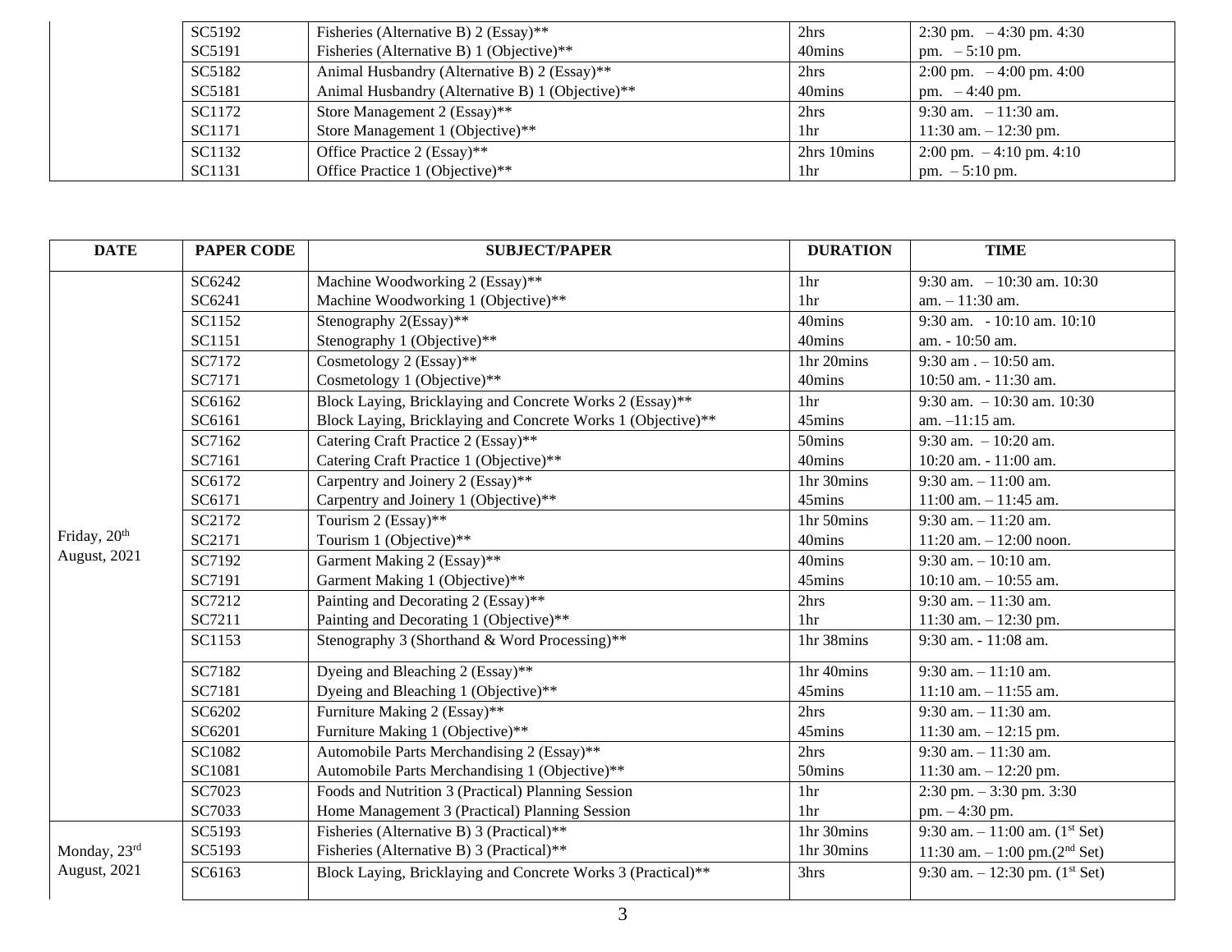| DATE | PAPER CODE | SUBJECT/PAPER | DURATION | TIME |
|---|---|---|---|---|
| | SC5192<br>SC5191 | Fisheries (Alternative B) 2 (Essay)**<br>Fisheries (Alternative B) 1 (Objective)** | 2hrs<br>40mins | 2:30 pm. – 4:30 pm. 4:30 pm. – 5:10 pm. |
| | SC5182<br>SC5181 | Animal Husbandry (Alternative B) 2 (Essay)**<br>Animal Husbandry (Alternative B) 1 (Objective)** | 2hrs<br>40mins | 2:00 pm. – 4:00 pm. 4:00 pm. – 4:40 pm. |
| | SC1172<br>SC1171 | Store Management 2 (Essay)**<br>Store Management 1 (Objective)** | 2hrs<br>1hr | 9:30 am. – 11:30 am.<br>11:30 am. – 12:30 pm. |
| | SC1132<br>SC1131 | Office Practice 2 (Essay)**<br>Office Practice 1 (Objective)** | 2hrs 10mins<br>1hr | 2:00 pm. – 4:10 pm. 4:10 pm. – 5:10 pm. |

| DATE | PAPER CODE | SUBJECT/PAPER | DURATION | TIME |
|---|---|---|---|---|
| Friday, 20th August, 2021 | SC6242<br>SC6241 | Machine Woodworking 2 (Essay)**<br>Machine Woodworking 1 (Objective)** | 1hr<br>1hr | 9:30 am. – 10:30 am. 10:30 am. – 11:30 am. |
| | SC1152<br>SC1151 | Stenography 2(Essay)**<br>Stenography 1 (Objective)** | 40mins<br>40mins | 9:30 am. - 10:10 am. 10:10 am. - 10:50 am. |
| | SC7172<br>SC7171 | Cosmetology 2 (Essay)**<br>Cosmetology 1 (Objective)** | 1hr 20mins<br>40mins | 9:30 am . – 10:50 am.<br>10:50 am. - 11:30 am. |
| | SC6162<br>SC6161 | Block Laying, Bricklaying and Concrete Works 2 (Essay)**<br>Block Laying, Bricklaying and Concrete Works 1 (Objective)** | 1hr<br>45mins | 9:30 am. – 10:30 am. 10:30 am. –11:15 am. |
| | SC7162<br>SC7161 | Catering Craft Practice 2 (Essay)**<br>Catering Craft Practice 1 (Objective)** | 50mins<br>40mins | 9:30 am. – 10:20 am.<br>10:20 am. - 11:00 am. |
| | SC6172<br>SC6171 | Carpentry and Joinery 2 (Essay)**<br>Carpentry and Joinery 1 (Objective)** | 1hr 30mins<br>45mins | 9:30 am. – 11:00 am.<br>11:00 am. – 11:45 am. |
| | SC2172<br>SC2171 | Tourism 2 (Essay)**<br>Tourism 1 (Objective)** | 1hr 50mins<br>40mins | 9:30 am. – 11:20 am.<br>11:20 am. – 12:00 noon. |
| | SC7192<br>SC7191 | Garment Making 2 (Essay)**<br>Garment Making 1 (Objective)** | 40mins<br>45mins | 9:30 am. – 10:10 am.<br>10:10 am. – 10:55 am. |
| | SC7212<br>SC7211 | Painting and Decorating 2 (Essay)**<br>Painting and Decorating 1 (Objective)** | 2hrs<br>1hr | 9:30 am. – 11:30 am.<br>11:30 am. – 12:30 pm. |
| | SC1153 | Stenography 3 (Shorthand & Word Processing)** | 1hr 38mins | 9:30 am. - 11:08 am. |
| | SC7182<br>SC7181 | Dyeing and Bleaching 2 (Essay)**<br>Dyeing and Bleaching 1 (Objective)** | 1hr 40mins<br>45mins | 9:30 am. – 11:10 am.<br>11:10 am. – 11:55 am. |
| | SC6202<br>SC6201 | Furniture Making 2 (Essay)**<br>Furniture Making 1 (Objective)** | 2hrs<br>45mins | 9:30 am. – 11:30 am.<br>11:30 am. – 12:15 pm. |
| | SC1082<br>SC1081 | Automobile Parts Merchandising 2 (Essay)**<br>Automobile Parts Merchandising 1 (Objective)** | 2hrs<br>50mins | 9:30 am. – 11:30 am.<br>11:30 am. – 12:20 pm. |
| | SC7023<br>SC7033 | Foods and Nutrition 3 (Practical) Planning Session<br>Home Management 3 (Practical) Planning Session | 1hr<br>1hr | 2:30 pm. – 3:30 pm. 3:30 pm. – 4:30 pm. |
| Monday, 23rd August, 2021 | SC5193<br>SC5193 | Fisheries (Alternative B) 3 (Practical)**<br>Fisheries (Alternative B) 3 (Practical)** | 1hr 30mins<br>1hr 30mins | 9:30 am. – 11:00 am. (1st Set)<br>11:30 am. – 1:00 pm.(2nd Set) |
| | SC6163 | Block Laying, Bricklaying and Concrete Works 3 (Practical)** | 3hrs | 9:30 am. – 12:30 pm. (1st Set) |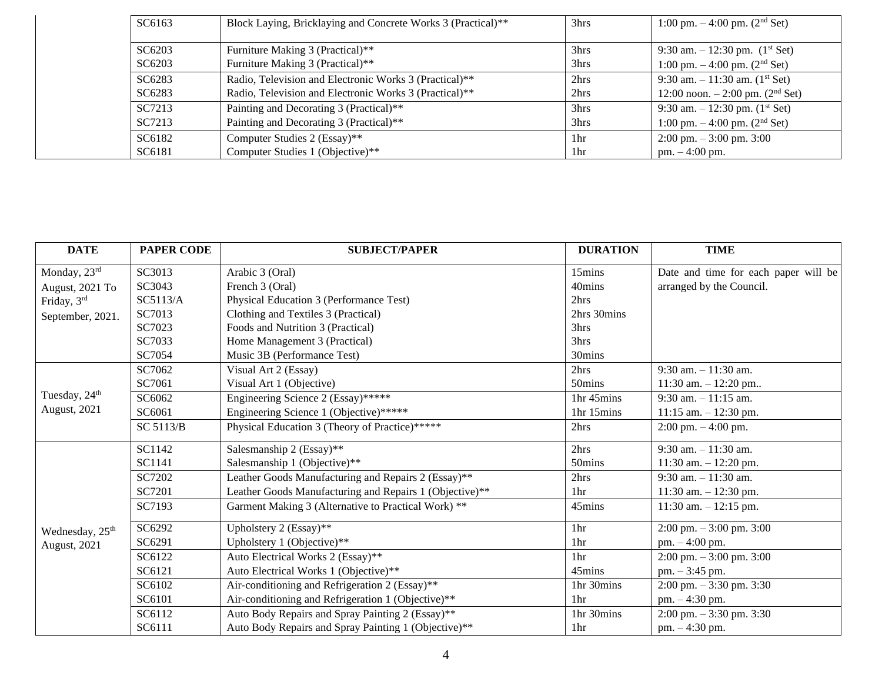| DATE | PAPER CODE | SUBJECT/PAPER | DURATION | TIME |
|---|---|---|---|---|
| | SC6163 | Block Laying, Bricklaying and Concrete Works 3 (Practical)** | 3hrs | 1:00 pm. – 4:00 pm. (2nd Set) |
| | SC6203 | Furniture Making 3 (Practical)** | 3hrs | 9:30 am. – 12:30 pm. (1st Set) |
| | SC6203 | Furniture Making 3 (Practical)** | 3hrs | 1:00 pm. – 4:00 pm. (2nd Set) |
| | SC6283 | Radio, Television and Electronic Works 3 (Practical)** | 2hrs | 9:30 am. – 11:30 am. (1st Set) |
| | SC6283 | Radio, Television and Electronic Works 3 (Practical)** | 2hrs | 12:00 noon. – 2:00 pm. (2nd Set) |
| | SC7213 | Painting and Decorating 3 (Practical)** | 3hrs | 9:30 am. – 12:30 pm. (1st Set) |
| | SC7213 | Painting and Decorating 3 (Practical)** | 3hrs | 1:00 pm. – 4:00 pm. (2nd Set) |
| | SC6182 | Computer Studies 2 (Essay)** | 1hr | 2:00 pm. – 3:00 pm. 3:00 |
| | SC6181 | Computer Studies 1 (Objective)** | 1hr | pm. – 4:00 pm. |

| DATE | PAPER CODE | SUBJECT/PAPER | DURATION | TIME |
|---|---|---|---|---|
| Monday, 23rd August, 2021 To Friday, 3rd September, 2021. | SC3013 | Arabic 3 (Oral) | 15mins | Date and time for each paper will be arranged by the Council. |
| | SC3043 | French 3 (Oral) | 40mins | |
| | SC5113/A | Physical Education 3 (Performance Test) | 2hrs | |
| | SC7013 | Clothing and Textiles 3 (Practical) | 2hrs 30mins | |
| | SC7023 | Foods and Nutrition 3 (Practical) | 3hrs | |
| | SC7033 | Home Management 3 (Practical) | 3hrs | |
| | SC7054 | Music 3B (Performance Test) | 30mins | |
| Tuesday, 24th August, 2021 | SC7062 | Visual Art 2 (Essay) | 2hrs | 9:30 am. – 11:30 am. |
| | SC7061 | Visual Art 1 (Objective) | 50mins | 11:30 am. – 12:20 pm.. |
| | SC6062 | Engineering Science 2 (Essay)***** | 1hr 45mins | 9:30 am. – 11:15 am. |
| | SC6061 | Engineering Science 1 (Objective)***** | 1hr 15mins | 11:15 am. – 12:30 pm. |
| | SC 5113/B | Physical Education 3 (Theory of Practice)***** | 2hrs | 2:00 pm. – 4:00 pm. |
| Wednesday, 25th August, 2021 | SC1142 | Salesmanship 2 (Essay)** | 2hrs | 9:30 am. – 11:30 am. |
| | SC1141 | Salesmanship 1 (Objective)** | 50mins | 11:30 am. – 12:20 pm. |
| | SC7202 | Leather Goods Manufacturing and Repairs 2 (Essay)** | 2hrs | 9:30 am. – 11:30 am. |
| | SC7201 | Leather Goods Manufacturing and Repairs 1 (Objective)** | 1hr | 11:30 am. – 12:30 pm. |
| | SC7193 | Garment Making 3 (Alternative to Practical Work) ** | 45mins | 11:30 am. – 12:15 pm. |
| | SC6292 | Upholstery 2 (Essay)** | 1hr | 2:00 pm. – 3:00 pm. 3:00 |
| | SC6291 | Upholstery 1 (Objective)** | 1hr | pm. – 4:00 pm. |
| | SC6122 | Auto Electrical Works 2 (Essay)** | 1hr | 2:00 pm. – 3:00 pm. 3:00 |
| | SC6121 | Auto Electrical Works 1 (Objective)** | 45mins | pm. – 3:45 pm. |
| | SC6102 | Air-conditioning and Refrigeration 2 (Essay)** | 1hr 30mins | 2:00 pm. – 3:30 pm. 3:30 |
| | SC6101 | Air-conditioning and Refrigeration 1 (Objective)** | 1hr | pm. – 4:30 pm. |
| | SC6112 | Auto Body Repairs and Spray Painting 2 (Essay)** | 1hr 30mins | 2:00 pm. – 3:30 pm. 3:30 |
| | SC6111 | Auto Body Repairs and Spray Painting 1 (Objective)** | 1hr | pm. – 4:30 pm. |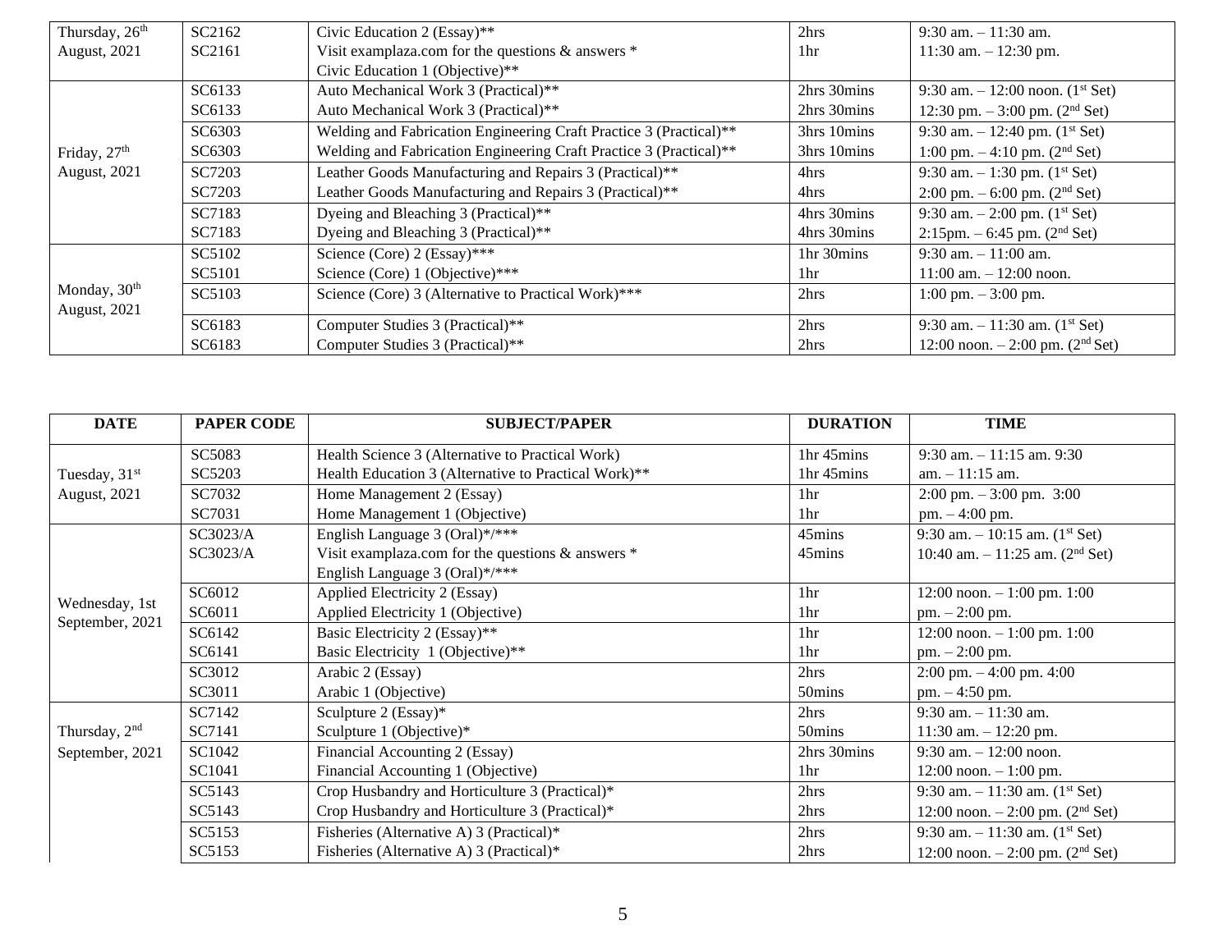| DATE | PAPER CODE | SUBJECT/PAPER | DURATION | TIME |
|---|---|---|---|---|
| Thursday, 26th August, 2021 | SC2162 | Civic Education 2 (Essay)** | 2hrs | 9:30 am. – 11:30 am. |
| | SC2161 | Visit examplaza.com for the questions & answers * Civic Education 1 (Objective)** | 1hr | 11:30 am. – 12:30 pm. |
| Friday, 27th August, 2021 | SC6133 | Auto Mechanical Work 3 (Practical)** | 2hrs 30mins | 9:30 am. – 12:00 noon. (1st Set) |
| | SC6133 | Auto Mechanical Work 3 (Practical)** | 2hrs 30mins | 12:30 pm. – 3:00 pm. (2nd Set) |
| | SC6303 | Welding and Fabrication Engineering Craft Practice 3 (Practical)** | 3hrs 10mins | 9:30 am. – 12:40 pm. (1st Set) |
| | SC6303 | Welding and Fabrication Engineering Craft Practice 3 (Practical)** | 3hrs 10mins | 1:00 pm. – 4:10 pm. (2nd Set) |
| | SC7203 | Leather Goods Manufacturing and Repairs 3 (Practical)** | 4hrs | 9:30 am. – 1:30 pm. (1st Set) |
| | SC7203 | Leather Goods Manufacturing and Repairs 3 (Practical)** | 4hrs | 2:00 pm. – 6:00 pm. (2nd Set) |
| | SC7183 | Dyeing and Bleaching 3 (Practical)** | 4hrs 30mins | 9:30 am. – 2:00 pm. (1st Set) |
| | SC7183 | Dyeing and Bleaching 3 (Practical)** | 4hrs 30mins | 2:15pm. – 6:45 pm. (2nd Set) |
| Monday, 30th August, 2021 | SC5102 | Science (Core) 2 (Essay)*** | 1hr 30mins | 9:30 am. – 11:00 am. |
| | SC5101 | Science (Core) 1 (Objective)*** | 1hr | 11:00 am. – 12:00 noon. |
| | SC5103 | Science (Core) 3 (Alternative to Practical Work)*** | 2hrs | 1:00 pm. – 3:00 pm. |
| | SC6183 | Computer Studies 3 (Practical)** | 2hrs | 9:30 am. – 11:30 am. (1st Set) |
| | SC6183 | Computer Studies 3 (Practical)** | 2hrs | 12:00 noon. – 2:00 pm. (2nd Set) |

| DATE | PAPER CODE | SUBJECT/PAPER | DURATION | TIME |
|---|---|---|---|---|
| Tuesday, 31st August, 2021 | SC5083 | Health Science 3 (Alternative to Practical Work) | 1hr 45mins | 9:30 am. – 11:15 am. |
| | SC5203 | Health Education 3 (Alternative to Practical Work)** | 1hr 45mins | 9:30 am. – 11:15 am. |
| | SC7032 | Home Management 2 (Essay) | 1hr | 2:00 pm. – 3:00 pm. |
| | SC7031 | Home Management 1 (Objective) | 1hr | 3:00 pm. – 4:00 pm. |
| Wednesday, 1st September, 2021 | SC3023/A | English Language 3 (Oral)*/*** | 45mins | 9:30 am. – 10:15 am. (1st Set) |
| | SC3023/A | Visit examplaza.com for the questions & answers * English Language 3 (Oral)*/*** | 45mins | 10:40 am. – 11:25 am. (2nd Set) |
| | SC6012 | Applied Electricity 2 (Essay) | 1hr | 12:00 noon. – 1:00 pm. |
| | SC6011 | Applied Electricity 1 (Objective) | 1hr | 1:00 pm. – 2:00 pm. |
| | SC6142 | Basic Electricity 2 (Essay)** | 1hr | 12:00 noon. – 1:00 pm. |
| | SC6141 | Basic Electricity 1 (Objective)** | 1hr | 1:00 pm. – 2:00 pm. |
| | SC3012 | Arabic 2 (Essay) | 2hrs | 2:00 pm. – 4:00 pm. |
| | SC3011 | Arabic 1 (Objective) | 50mins | 4:00 pm. – 4:50 pm. |
| Thursday, 2nd September, 2021 | SC7142 | Sculpture 2 (Essay)* | 2hrs | 9:30 am. – 11:30 am. |
| | SC7141 | Sculpture 1 (Objective)* | 50mins | 11:30 am. – 12:20 pm. |
| | SC1042 | Financial Accounting 2 (Essay) | 2hrs 30mins | 9:30 am. – 12:00 noon. |
| | SC1041 | Financial Accounting 1 (Objective) | 1hr | 12:00 noon. – 1:00 pm. |
| | SC5143 | Crop Husbandry and Horticulture 3 (Practical)* | 2hrs | 9:30 am. – 11:30 am. (1st Set) |
| | SC5143 | Crop Husbandry and Horticulture 3 (Practical)* | 2hrs | 12:00 noon. – 2:00 pm. (2nd Set) |
| | SC5153 | Fisheries (Alternative A) 3 (Practical)* | 2hrs | 9:30 am. – 11:30 am. (1st Set) |
| | SC5153 | Fisheries (Alternative A) 3 (Practical)* | 2hrs | 12:00 noon. – 2:00 pm. (2nd Set) |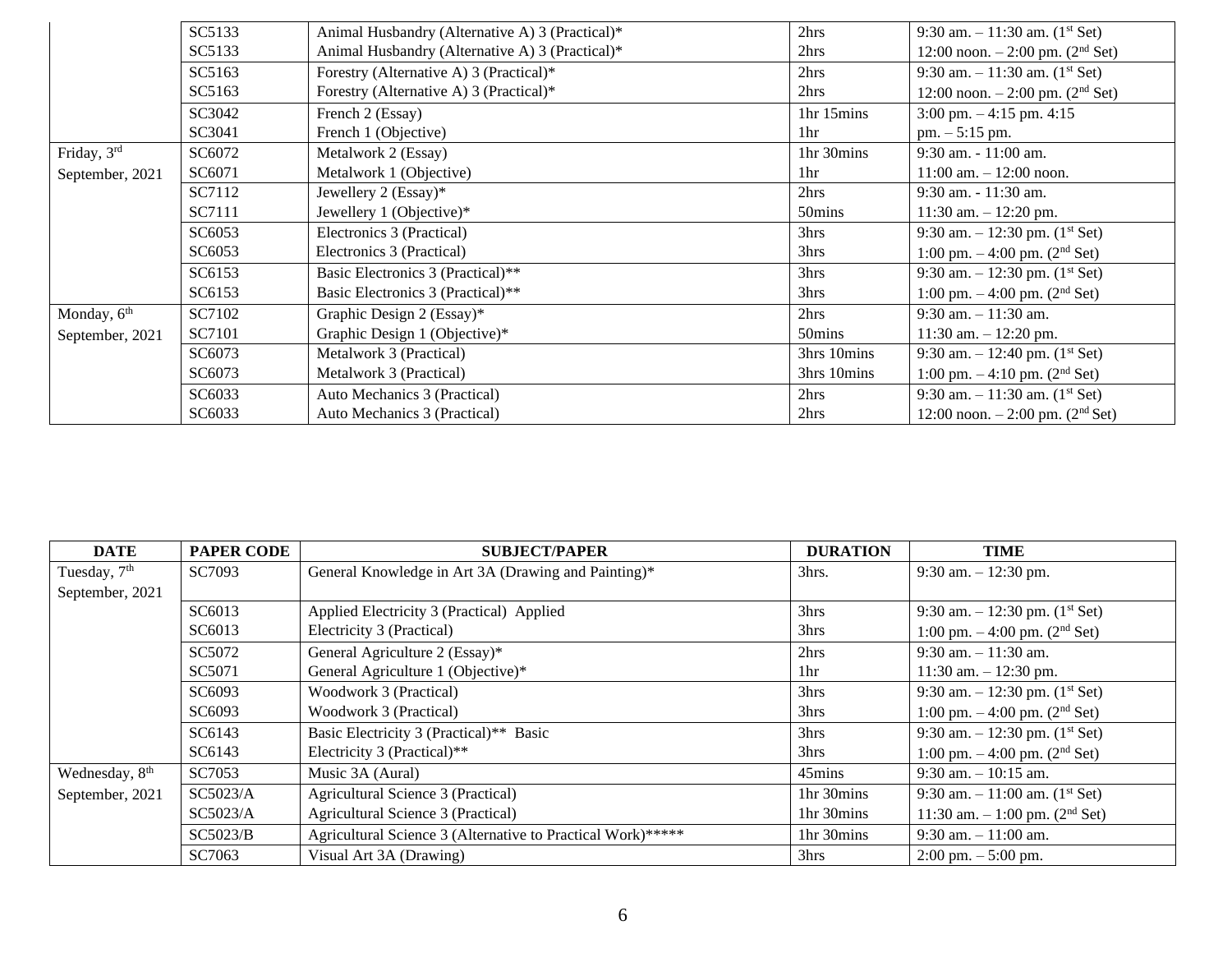| | | | | |
|---|---|---|---|---|
| | SC5133 | Animal Husbandry (Alternative A) 3 (Practical)* | 2hrs | 9:30 am. – 11:30 am. (1st Set) |
| | SC5133 | Animal Husbandry (Alternative A) 3 (Practical)* | 2hrs | 12:00 noon. – 2:00 pm. (2nd Set) |
| | SC5163 | Forestry (Alternative A) 3 (Practical)* | 2hrs | 9:30 am. – 11:30 am. (1st Set) |
| | SC5163 | Forestry (Alternative A) 3 (Practical)* | 2hrs | 12:00 noon. – 2:00 pm. (2nd Set) |
| | SC3042 | French 2 (Essay) | 1hr 15mins | 3:00 pm. – 4:15 pm. 4:15 |
| | SC3041 | French 1 (Objective) | 1hr | pm. – 5:15 pm. |
| Friday, 3rd September, 2021 | SC6072 | Metalwork 2 (Essay) | 1hr 30mins | 9:30 am. - 11:00 am. |
| | SC6071 | Metalwork 1 (Objective) | 1hr | 11:00 am. – 12:00 noon. |
| | SC7112 | Jewellery 2 (Essay)* | 2hrs | 9:30 am. - 11:30 am. |
| | SC7111 | Jewellery 1 (Objective)* | 50mins | 11:30 am. – 12:20 pm. |
| | SC6053 | Electronics 3 (Practical) | 3hrs | 9:30 am. – 12:30 pm. (1st Set) |
| | SC6053 | Electronics 3 (Practical) | 3hrs | 1:00 pm. – 4:00 pm. (2nd Set) |
| | SC6153 | Basic Electronics 3 (Practical)** | 3hrs | 9:30 am. – 12:30 pm. (1st Set) |
| | SC6153 | Basic Electronics 3 (Practical)** | 3hrs | 1:00 pm. – 4:00 pm. (2nd Set) |
| Monday, 6th September, 2021 | SC7102 | Graphic Design 2 (Essay)* | 2hrs | 9:30 am. – 11:30 am. |
| | SC7101 | Graphic Design 1 (Objective)* | 50mins | 11:30 am. – 12:20 pm. |
| | SC6073 | Metalwork 3 (Practical) | 3hrs 10mins | 9:30 am. – 12:40 pm. (1st Set) |
| | SC6073 | Metalwork 3 (Practical) | 3hrs 10mins | 1:00 pm. – 4:10 pm. (2nd Set) |
| | SC6033 | Auto Mechanics 3 (Practical) | 2hrs | 9:30 am. – 11:30 am. (1st Set) |
| | SC6033 | Auto Mechanics 3 (Practical) | 2hrs | 12:00 noon. – 2:00 pm. (2nd Set) |

| DATE | PAPER CODE | SUBJECT/PAPER | DURATION | TIME |
|---|---|---|---|---|
| Tuesday, 7th September, 2021 | SC7093 | General Knowledge in Art 3A (Drawing and Painting)* | 3hrs. | 9:30 am. – 12:30 pm. |
| | SC6013 | Applied Electricity 3 (Practical) Applied | 3hrs | 9:30 am. – 12:30 pm. (1st Set) |
| | SC6013 | Electricity 3 (Practical) | 3hrs | 1:00 pm. – 4:00 pm. (2nd Set) |
| | SC5072 | General Agriculture 2 (Essay)* | 2hrs | 9:30 am. – 11:30 am. |
| | SC5071 | General Agriculture 1 (Objective)* | 1hr | 11:30 am. – 12:30 pm. |
| | SC6093 | Woodwork 3 (Practical) | 3hrs | 9:30 am. – 12:30 pm. (1st Set) |
| | SC6093 | Woodwork 3 (Practical) | 3hrs | 1:00 pm. – 4:00 pm. (2nd Set) |
| | SC6143 | Basic Electricity 3 (Practical)** Basic | 3hrs | 9:30 am. – 12:30 pm. (1st Set) |
| | SC6143 | Electricity 3 (Practical)** | 3hrs | 1:00 pm. – 4:00 pm. (2nd Set) |
| Wednesday, 8th September, 2021 | SC7053 | Music 3A (Aural) | 45mins | 9:30 am. – 10:15 am. |
| | SC5023/A | Agricultural Science 3 (Practical) | 1hr 30mins | 9:30 am. – 11:00 am. (1st Set) |
| | SC5023/A | Agricultural Science 3 (Practical) | 1hr 30mins | 11:30 am. – 1:00 pm. (2nd Set) |
| | SC5023/B | Agricultural Science 3 (Alternative to Practical Work)***** | 1hr 30mins | 9:30 am. – 11:00 am. |
| | SC7063 | Visual Art 3A (Drawing) | 3hrs | 2:00 pm. – 5:00 pm. |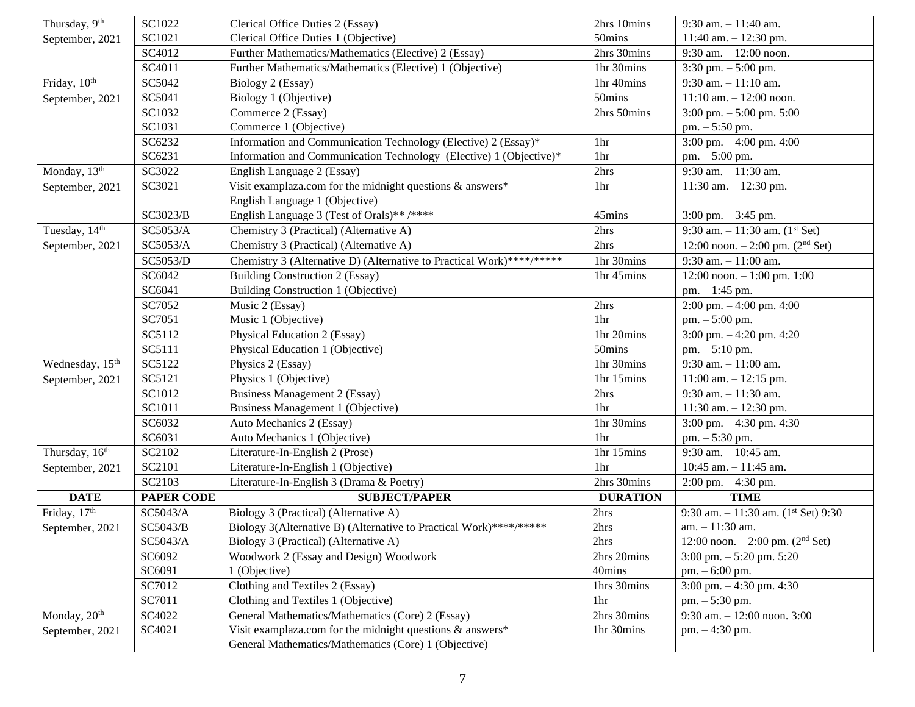| DATE | PAPER CODE | SUBJECT/PAPER | DURATION | TIME |
|---|---|---|---|---|
| Thursday, 9th September, 2021 | SC1022 | Clerical Office Duties 2 (Essay) | 2hrs 10mins | 9:30 am. – 11:40 am. |
| | SC1021 | Clerical Office Duties 1 (Objective) | 50mins | 11:40 am. – 12:30 pm. |
| | SC4012 | Further Mathematics/Mathematics (Elective) 2 (Essay) | 2hrs 30mins | 9:30 am. – 12:00 noon. |
| | SC4011 | Further Mathematics/Mathematics (Elective) 1 (Objective) | 1hr 30mins | 3:30 pm. – 5:00 pm. |
| Friday, 10th September, 2021 | SC5042 | Biology 2 (Essay) | 1hr 40mins | 9:30 am. – 11:10 am. |
| | SC5041 | Biology 1 (Objective) | 50mins | 11:10 am. – 12:00 noon. |
| | SC1032 | Commerce 2 (Essay) | 2hrs 50mins | 3:00 pm. – 5:00 pm. 5:00 |
| | SC1031 | Commerce 1 (Objective) | | pm. – 5:50 pm. |
| | SC6232 | Information and Communication Technology (Elective) 2 (Essay)* | 1hr | 3:00 pm. – 4:00 pm. 4:00 |
| | SC6231 | Information and Communication Technology (Elective) 1 (Objective)* | 1hr | pm. – 5:00 pm. |
| Monday, 13th September, 2021 | SC3022 | English Language 2 (Essay) | 2hrs | 9:30 am. – 11:30 am. |
| | SC3021 | Visit examplaza.com for the midnight questions & answers* English Language 1 (Objective) | 1hr | 11:30 am. – 12:30 pm. |
| | SC3023/B | English Language 3 (Test of Orals)** /**** | 45mins | 3:00 pm. – 3:45 pm. |
| Tuesday, 14th September, 2021 | SC5053/A | Chemistry 3 (Practical) (Alternative A) | 2hrs | 9:30 am. – 11:30 am. (1st Set) |
| | SC5053/A | Chemistry 3 (Practical) (Alternative A) | 2hrs | 12:00 noon. – 2:00 pm. (2nd Set) |
| | SC5053/D | Chemistry 3 (Alternative D) (Alternative to Practical Work)****/***** | 1hr 30mins | 9:30 am. – 11:00 am. |
| | SC6042 | Building Construction 2 (Essay) | 1hr 45mins | 12:00 noon. – 1:00 pm. 1:00 |
| | SC6041 | Building Construction 1 (Objective) | | pm. – 1:45 pm. |
| | SC7052 | Music 2 (Essay) | 2hrs | 2:00 pm. – 4:00 pm. 4:00 |
| | SC7051 | Music 1 (Objective) | 1hr | pm. – 5:00 pm. |
| | SC5112 | Physical Education 2 (Essay) | 1hr 20mins | 3:00 pm. – 4:20 pm. 4:20 |
| | SC5111 | Physical Education 1 (Objective) | 50mins | pm. – 5:10 pm. |
| Wednesday, 15th September, 2021 | SC5122 | Physics 2 (Essay) | 1hr 30mins | 9:30 am. – 11:00 am. |
| | SC5121 | Physics 1 (Objective) | 1hr 15mins | 11:00 am. – 12:15 pm. |
| | SC1012 | Business Management 2 (Essay) | 2hrs | 9:30 am. – 11:30 am. |
| | SC1011 | Business Management 1 (Objective) | 1hr | 11:30 am. – 12:30 pm. |
| | SC6032 | Auto Mechanics 2 (Essay) | 1hr 30mins | 3:00 pm. – 4:30 pm. 4:30 |
| | SC6031 | Auto Mechanics 1 (Objective) | 1hr | pm. – 5:30 pm. |
| Thursday, 16th September, 2021 | SC2102 | Literature-In-English 2 (Prose) | 1hr 15mins | 9:30 am. – 10:45 am. |
| | SC2101 | Literature-In-English 1 (Objective) | 1hr | 10:45 am. – 11:45 am. |
| | SC2103 | Literature-In-English 3 (Drama & Poetry) | 2hrs 30mins | 2:00 pm. – 4:30 pm. |
| **DATE** | **PAPER CODE** | **SUBJECT/PAPER** | **DURATION** | **TIME** |
| Friday, 17th September, 2021 | SC5043/A | Biology 3 (Practical) (Alternative A) | 2hrs | 9:30 am. – 11:30 am. (1st Set) 9:30 |
| | SC5043/B | Biology 3(Alternative B) (Alternative to Practical Work)****/***** | 2hrs | am. – 11:30 am. |
| | SC5043/A | Biology 3 (Practical) (Alternative A) | 2hrs | 12:00 noon. – 2:00 pm. (2nd Set) |
| | SC6092 | Woodwork 2 (Essay and Design) Woodwork | 2hrs 20mins | 3:00 pm. – 5:20 pm. 5:20 |
| | SC6091 | 1 (Objective) | 40mins | pm. – 6:00 pm. |
| | SC7012 | Clothing and Textiles 2 (Essay) | 1hrs 30mins | 3:00 pm. – 4:30 pm. 4:30 |
| | SC7011 | Clothing and Textiles 1 (Objective) | 1hr | pm. – 5:30 pm. |
| Monday, 20th September, 2021 | SC4022 | General Mathematics/Mathematics (Core) 2 (Essay) | 2hrs 30mins | 9:30 am. – 12:00 noon. 3:00 |
| | SC4021 | Visit examplaza.com for the midnight questions & answers* General Mathematics/Mathematics (Core) 1 (Objective) | 1hr 30mins | pm. – 4:30 pm. |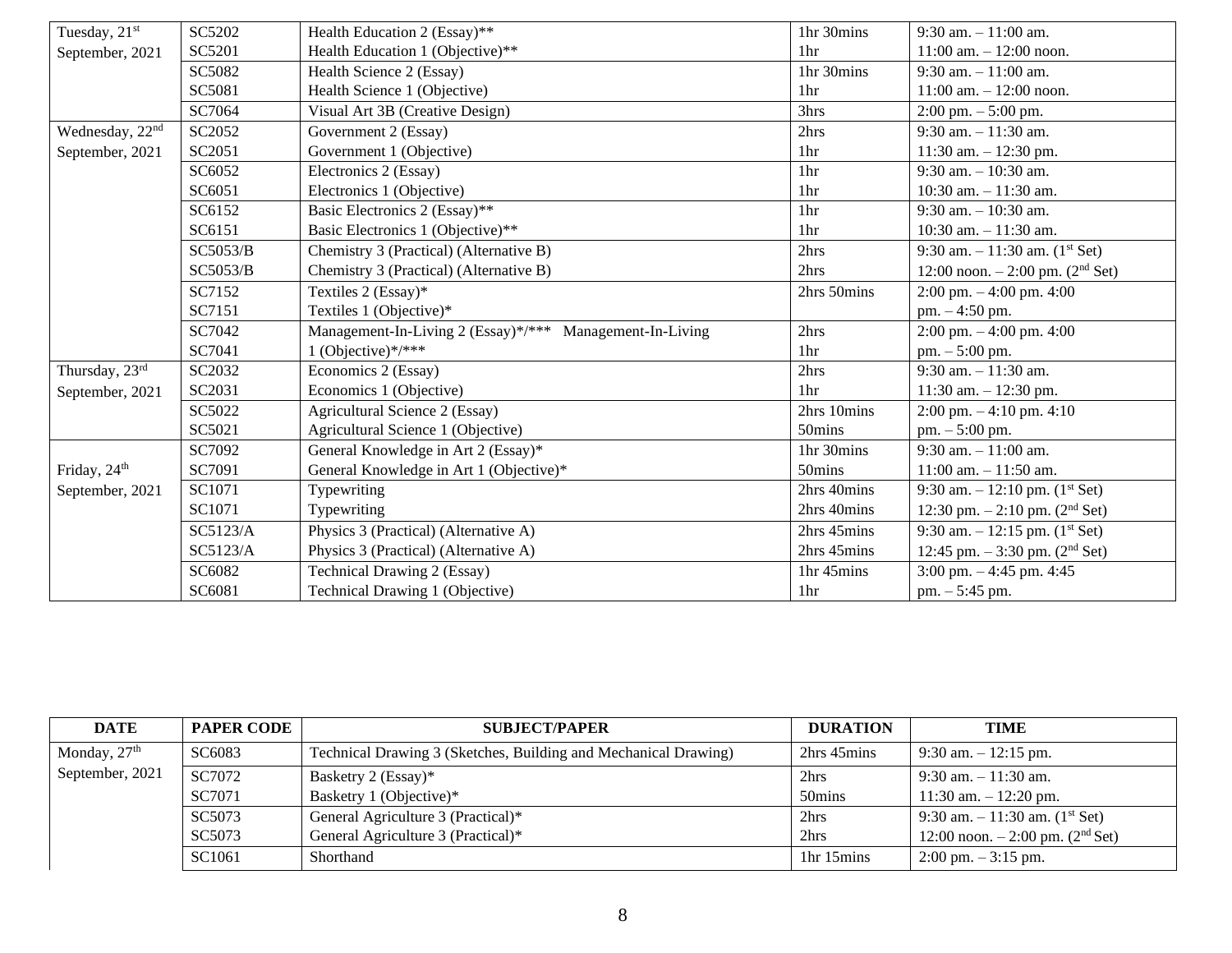| DATE | PAPER CODE | SUBJECT/PAPER | DURATION | TIME |
|---|---|---|---|---|
| Tuesday, 21st September, 2021 | SC5202 | Health Education 2 (Essay)** | 1hr 30mins | 9:30 am. – 11:00 am. |
| | SC5201 | Health Education 1 (Objective)** | 1hr | 11:00 am. – 12:00 noon. |
| | SC5082 | Health Science 2 (Essay) | 1hr 30mins | 9:30 am. – 11:00 am. |
| | SC5081 | Health Science 1 (Objective) | 1hr | 11:00 am. – 12:00 noon. |
| | SC7064 | Visual Art 3B (Creative Design) | 3hrs | 2:00 pm. – 5:00 pm. |
| Wednesday, 22nd September, 2021 | SC2052 | Government 2 (Essay) | 2hrs | 9:30 am. – 11:30 am. |
| | SC2051 | Government 1 (Objective) | 1hr | 11:30 am. – 12:30 pm. |
| | SC6052 | Electronics 2 (Essay) | 1hr | 9:30 am. – 10:30 am. |
| | SC6051 | Electronics 1 (Objective) | 1hr | 10:30 am. – 11:30 am. |
| | SC6152 | Basic Electronics 2 (Essay)** | 1hr | 9:30 am. – 10:30 am. |
| | SC6151 | Basic Electronics 1 (Objective)** | 1hr | 10:30 am. – 11:30 am. |
| | SC5053/B | Chemistry 3 (Practical) (Alternative B) | 2hrs | 9:30 am. – 11:30 am. (1st Set) |
| | SC5053/B | Chemistry 3 (Practical) (Alternative B) | 2hrs | 12:00 noon. – 2:00 pm. (2nd Set) |
| | SC7152 | Textiles 2 (Essay)* | 2hrs 50mins | 2:00 pm. – 4:00 pm. 4:00 |
| | SC7151 | Textiles 1 (Objective)* | | pm. – 4:50 pm. |
| | SC7042 | Management-In-Living 2 (Essay)*/*** Management-In-Living | 2hrs | 2:00 pm. – 4:00 pm. 4:00 |
| | SC7041 | 1 (Objective)*/*** | 1hr | pm. – 5:00 pm. |
| Thursday, 23rd September, 2021 | SC2032 | Economics 2 (Essay) | 2hrs | 9:30 am. – 11:30 am. |
| | SC2031 | Economics 1 (Objective) | 1hr | 11:30 am. – 12:30 pm. |
| | SC5022 | Agricultural Science 2 (Essay) | 2hrs 10mins | 2:00 pm. – 4:10 pm. 4:10 |
| | SC5021 | Agricultural Science 1 (Objective) | 50mins | pm. – 5:00 pm. |
| Friday, 24th September, 2021 | SC7092 | General Knowledge in Art 2 (Essay)* | 1hr 30mins | 9:30 am. – 11:00 am. |
| | SC7091 | General Knowledge in Art 1 (Objective)* | 50mins | 11:00 am. – 11:50 am. |
| | SC1071 | Typewriting | 2hrs 40mins | 9:30 am. – 12:10 pm. (1st Set) |
| | SC1071 | Typewriting | 2hrs 40mins | 12:30 pm. – 2:10 pm. (2nd Set) |
| | SC5123/A | Physics 3 (Practical) (Alternative A) | 2hrs 45mins | 9:30 am. – 12:15 pm. (1st Set) |
| | SC5123/A | Physics 3 (Practical) (Alternative A) | 2hrs 45mins | 12:45 pm. – 3:30 pm. (2nd Set) |
| | SC6082 | Technical Drawing 2 (Essay) | 1hr 45mins | 3:00 pm. – 4:45 pm. 4:45 |
| | SC6081 | Technical Drawing 1 (Objective) | 1hr | pm. – 5:45 pm. |

| DATE | PAPER CODE | SUBJECT/PAPER | DURATION | TIME |
|---|---|---|---|---|
| Monday, 27th September, 2021 | SC6083 | Technical Drawing 3 (Sketches, Building and Mechanical Drawing) | 2hrs 45mins | 9:30 am. – 12:15 pm. |
| | SC7072 | Basketry 2 (Essay)* | 2hrs | 9:30 am. – 11:30 am. |
| | SC7071 | Basketry 1 (Objective)* | 50mins | 11:30 am. – 12:20 pm. |
| | SC5073 | General Agriculture 3 (Practical)* | 2hrs | 9:30 am. – 11:30 am. (1st Set) |
| | SC5073 | General Agriculture 3 (Practical)* | 2hrs | 12:00 noon. – 2:00 pm. (2nd Set) |
| | SC1061 | Shorthand | 1hr 15mins | 2:00 pm. – 3:15 pm. |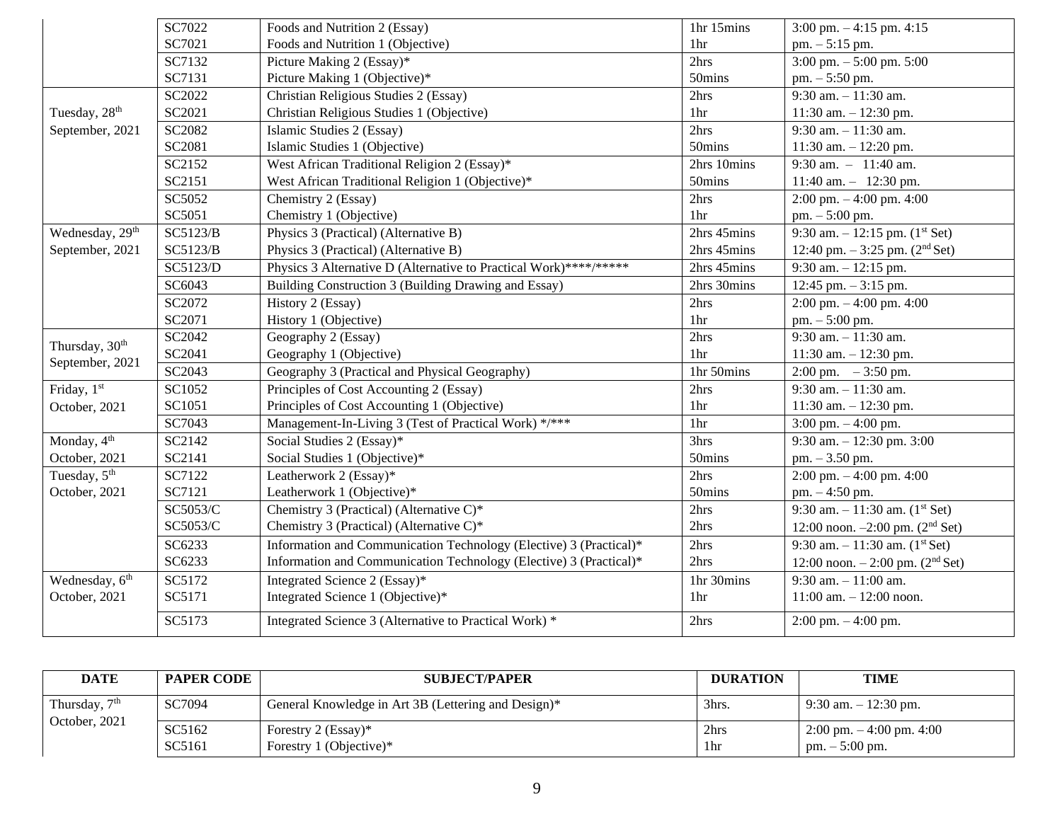| DATE | PAPER CODE | SUBJECT/PAPER | DURATION | TIME |
|---|---|---|---|---|
| | SC7022<br>SC7021 | Foods and Nutrition 2 (Essay)<br>Foods and Nutrition 1 (Objective) | 1hr 15mins<br>1hr | 3:00 pm. – 4:15 pm. 4:15<br>pm. – 5:15 pm. |
| | SC7132<br>SC7131 | Picture Making 2 (Essay)*<br>Picture Making 1 (Objective)* | 2hrs<br>50mins | 3:00 pm. – 5:00 pm. 5:00<br>pm. – 5:50 pm. |
| Tuesday, 28th September, 2021 | SC2022<br>SC2021 | Christian Religious Studies 2 (Essay)<br>Christian Religious Studies 1 (Objective) | 2hrs<br>1hr | 9:30 am. – 11:30 am.<br>11:30 am. – 12:30 pm. |
| | SC2082<br>SC2081 | Islamic Studies 2 (Essay)<br>Islamic Studies 1 (Objective) | 2hrs<br>50mins | 9:30 am. – 11:30 am.<br>11:30 am. – 12:20 pm. |
| | SC2152<br>SC2151 | West African Traditional Religion 2 (Essay)*<br>West African Traditional Religion 1 (Objective)* | 2hrs 10mins<br>50mins | 9:30 am. – 11:40 am.<br>11:40 am. – 12:30 pm. |
| | SC5052<br>SC5051 | Chemistry 2 (Essay)<br>Chemistry 1 (Objective) | 2hrs<br>1hr | 2:00 pm. – 4:00 pm. 4:00<br>pm. – 5:00 pm. |
| Wednesday, 29th September, 2021 | SC5123/B<br>SC5123/B | Physics 3 (Practical) (Alternative B)<br>Physics 3 (Practical) (Alternative B) | 2hrs 45mins<br>2hrs 45mins | 9:30 am. – 12:15 pm. (1st Set)<br>12:40 pm. – 3:25 pm. (2nd Set) |
| | SC5123/D | Physics 3 Alternative D (Alternative to Practical Work)****/***** | 2hrs 45mins | 9:30 am. – 12:15 pm. |
| | SC6043 | Building Construction 3 (Building Drawing and Essay) | 2hrs 30mins | 12:45 pm. – 3:15 pm. |
| | SC2072<br>SC2071 | History 2 (Essay)<br>History 1 (Objective) | 2hrs<br>1hr | 2:00 pm. – 4:00 pm. 4:00<br>pm. – 5:00 pm. |
| Thursday, 30th September, 2021 | SC2042<br>SC2041 | Geography 2 (Essay)<br>Geography 1 (Objective) | 2hrs<br>1hr | 9:30 am. – 11:30 am.<br>11:30 am. – 12:30 pm. |
| | SC2043 | Geography 3 (Practical and Physical Geography) | 1hr 50mins | 2:00 pm. – 3:50 pm. |
| Friday, 1st October, 2021 | SC1052<br>SC1051 | Principles of Cost Accounting 2 (Essay)<br>Principles of Cost Accounting 1 (Objective) | 2hrs<br>1hr | 9:30 am. – 11:30 am.<br>11:30 am. – 12:30 pm. |
| | SC7043 | Management-In-Living 3 (Test of Practical Work) */*** | 1hr | 3:00 pm. – 4:00 pm. |
| Monday, 4th October, 2021 | SC2142<br>SC2141 | Social Studies 2 (Essay)*<br>Social Studies 1 (Objective)* | 3hrs<br>50mins | 9:30 am. – 12:30 pm. 3:00<br>pm. – 3.50 pm. |
| Tuesday, 5th October, 2021 | SC7122<br>SC7121 | Leatherwork 2 (Essay)*<br>Leatherwork 1 (Objective)* | 2hrs<br>50mins | 2:00 pm. – 4:00 pm. 4:00<br>pm. – 4:50 pm. |
| | SC5053/C<br>SC5053/C | Chemistry 3 (Practical) (Alternative C)*<br>Chemistry 3 (Practical) (Alternative C)* | 2hrs<br>2hrs | 9:30 am. – 11:30 am. (1st Set)<br>12:00 noon. –2:00 pm. (2nd Set) |
| | SC6233<br>SC6233 | Information and Communication Technology (Elective) 3 (Practical)*<br>Information and Communication Technology (Elective) 3 (Practical)* | 2hrs<br>2hrs | 9:30 am. – 11:30 am. (1st Set)<br>12:00 noon. – 2:00 pm. (2nd Set) |
| Wednesday, 6th October, 2021 | SC5172<br>SC5171 | Integrated Science 2 (Essay)*<br>Integrated Science 1 (Objective)* | 1hr 30mins<br>1hr | 9:30 am. – 11:00 am.<br>11:00 am. – 12:00 noon. |
| | SC5173 | Integrated Science 3 (Alternative to Practical Work) * | 2hrs | 2:00 pm. – 4:00 pm. |

| DATE | PAPER CODE | SUBJECT/PAPER | DURATION | TIME |
|---|---|---|---|---|
| Thursday, 7th October, 2021 | SC7094 | General Knowledge in Art 3B (Lettering and Design)* | 3hrs. | 9:30 am. – 12:30 pm. |
| | SC5162<br>SC5161 | Forestry 2 (Essay)*<br>Forestry 1 (Objective)* | 2hrs<br>1hr | 2:00 pm. – 4:00 pm. 4:00<br>pm. – 5:00 pm. |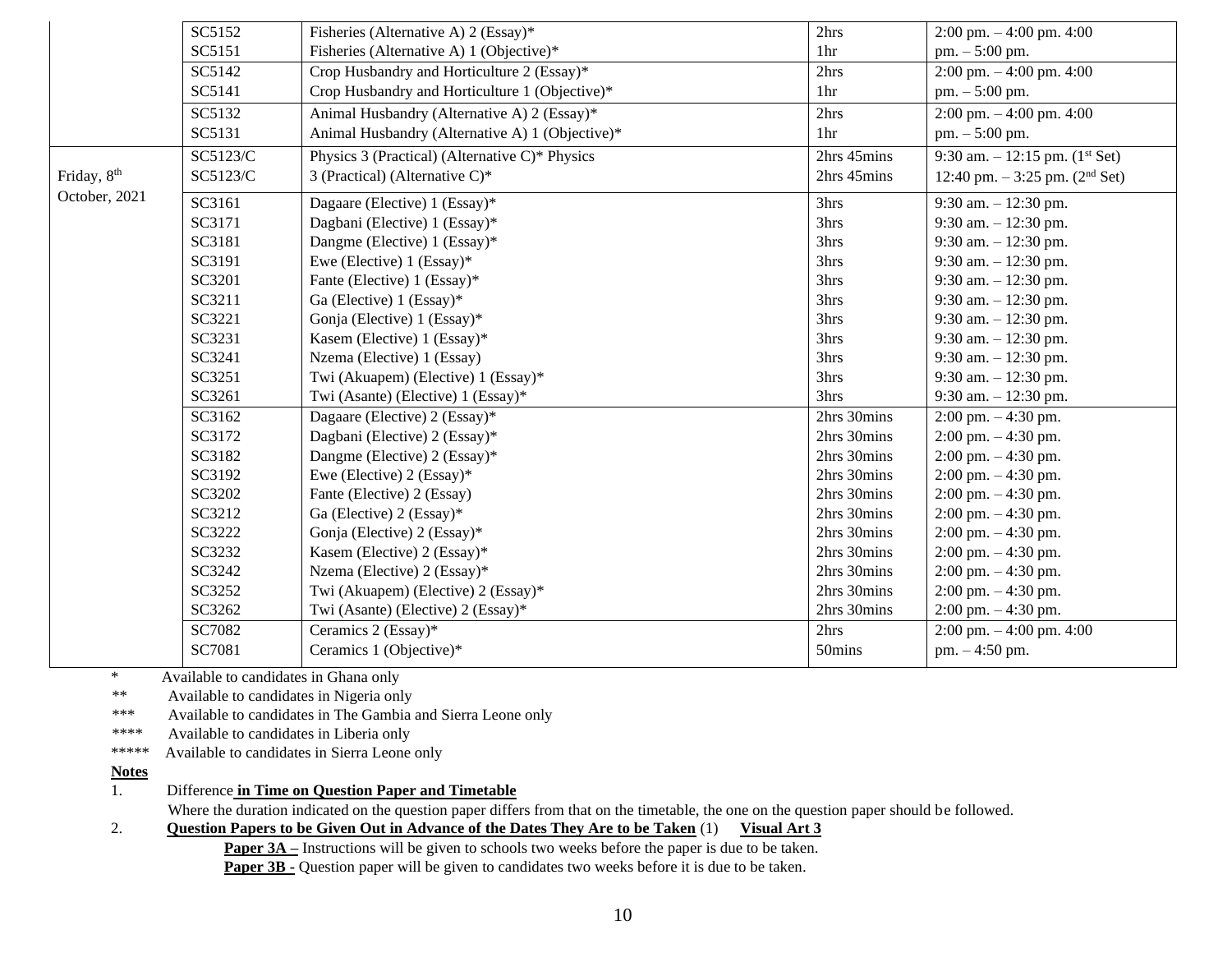| | | | | |
|---|---|---|---|---|
| | SC5152 | Fisheries (Alternative A) 2 (Essay)* | 2hrs | 2:00 pm. – 4:00 pm. 4:00 |
| | SC5151 | Fisheries (Alternative A) 1 (Objective)* | 1hr | pm. – 5:00 pm. |
| | SC5142 | Crop Husbandry and Horticulture 2 (Essay)* | 2hrs | 2:00 pm. – 4:00 pm. 4:00 |
| | SC5141 | Crop Husbandry and Horticulture 1 (Objective)* | 1hr | pm. – 5:00 pm. |
| | SC5132 | Animal Husbandry (Alternative A) 2 (Essay)* | 2hrs | 2:00 pm. – 4:00 pm. 4:00 |
| | SC5131 | Animal Husbandry (Alternative A) 1 (Objective)* | 1hr | pm. – 5:00 pm. |
| Friday, 8th October, 2021 | SC5123/C | Physics 3 (Practical) (Alternative C)* Physics | 2hrs 45mins | 9:30 am. – 12:15 pm. (1st Set) |
| | SC5123/C | 3 (Practical) (Alternative C)* | 2hrs 45mins | 12:40 pm. – 3:25 pm. (2nd Set) |
| | SC3161 | Dagaare (Elective) 1 (Essay)* | 3hrs | 9:30 am. – 12:30 pm. |
| | SC3171 | Dagbani (Elective) 1 (Essay)* | 3hrs | 9:30 am. – 12:30 pm. |
| | SC3181 | Dangme (Elective) 1 (Essay)* | 3hrs | 9:30 am. – 12:30 pm. |
| | SC3191 | Ewe (Elective) 1 (Essay)* | 3hrs | 9:30 am. – 12:30 pm. |
| | SC3201 | Fante (Elective) 1 (Essay)* | 3hrs | 9:30 am. – 12:30 pm. |
| | SC3211 | Ga (Elective) 1 (Essay)* | 3hrs | 9:30 am. – 12:30 pm. |
| | SC3221 | Gonja (Elective) 1 (Essay)* | 3hrs | 9:30 am. – 12:30 pm. |
| | SC3231 | Kasem (Elective) 1 (Essay)* | 3hrs | 9:30 am. – 12:30 pm. |
| | SC3241 | Nzema (Elective) 1 (Essay) | 3hrs | 9:30 am. – 12:30 pm. |
| | SC3251 | Twi (Akuapem) (Elective) 1 (Essay)* | 3hrs | 9:30 am. – 12:30 pm. |
| | SC3261 | Twi (Asante) (Elective) 1 (Essay)* | 3hrs | 9:30 am. – 12:30 pm. |
| | SC3162 | Dagaare (Elective) 2 (Essay)* | 2hrs 30mins | 2:00 pm. – 4:30 pm. |
| | SC3172 | Dagbani (Elective) 2 (Essay)* | 2hrs 30mins | 2:00 pm. – 4:30 pm. |
| | SC3182 | Dangme (Elective) 2 (Essay)* | 2hrs 30mins | 2:00 pm. – 4:30 pm. |
| | SC3192 | Ewe (Elective) 2 (Essay)* | 2hrs 30mins | 2:00 pm. – 4:30 pm. |
| | SC3202 | Fante (Elective) 2 (Essay) | 2hrs 30mins | 2:00 pm. – 4:30 pm. |
| | SC3212 | Ga (Elective) 2 (Essay)* | 2hrs 30mins | 2:00 pm. – 4:30 pm. |
| | SC3222 | Gonja (Elective) 2 (Essay)* | 2hrs 30mins | 2:00 pm. – 4:30 pm. |
| | SC3232 | Kasem (Elective) 2 (Essay)* | 2hrs 30mins | 2:00 pm. – 4:30 pm. |
| | SC3242 | Nzema (Elective) 2 (Essay)* | 2hrs 30mins | 2:00 pm. – 4:30 pm. |
| | SC3252 | Twi (Akuapem) (Elective) 2 (Essay)* | 2hrs 30mins | 2:00 pm. – 4:30 pm. |
| | SC3262 | Twi (Asante) (Elective) 2 (Essay)* | 2hrs 30mins | 2:00 pm. – 4:30 pm. |
| | SC7082 | Ceramics 2 (Essay)* | 2hrs | 2:00 pm. – 4:00 pm. 4:00 |
| | SC7081 | Ceramics 1 (Objective)* | 50mins | pm. – 4:50 pm. |

\* Available to candidates in Ghana only

** Available to candidates in Nigeria only

*** Available to candidates in The Gambia and Sierra Leone only

**** Available to candidates in Liberia only

***** Available to candidates in Sierra Leone only

**Notes**

1. **Difference in Time on Question Paper and Timetable**

   Where the duration indicated on the question paper differs from that on the timetable, the one on the question paper should be followed.

2. **Question Papers to be Given Out in Advance of the Dates They Are to be Taken** (1) **Visual Art 3**

   **Paper 3A –** Instructions will be given to schools two weeks before the paper is due to be taken.

   **Paper 3B -** Question paper will be given to candidates two weeks before it is due to be taken.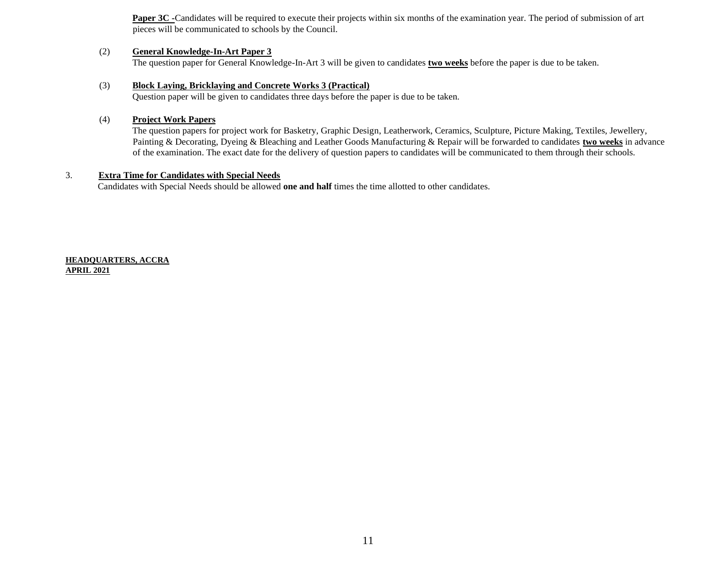**Paper 3C -** Candidates will be required to execute their projects within six months of the examination year. The period of submission of art pieces will be communicated to schools by the Council.

(2) **General Knowledge-In-Art Paper 3**

The question paper for General Knowledge-In-Art 3 will be given to candidates **two weeks** before the paper is due to be taken.

(3) **Block Laying, Bricklaying and Concrete Works 3 (Practical)**

Question paper will be given to candidates three days before the paper is due to be taken.

(4) **Project Work Papers**

The question papers for project work for Basketry, Graphic Design, Leatherwork, Ceramics, Sculpture, Picture Making, Textiles, Jewellery, Painting & Decorating, Dyeing & Bleaching and Leather Goods Manufacturing & Repair will be forwarded to candidates **two weeks** in advance of the examination. The exact date for the delivery of question papers to candidates will be communicated to them through their schools.

3. **Extra Time for Candidates with Special Needs**

Candidates with Special Needs should be allowed **one and half** times the time allotted to other candidates.

**HEADQUARTERS, ACCRA**
**APRIL 2021**